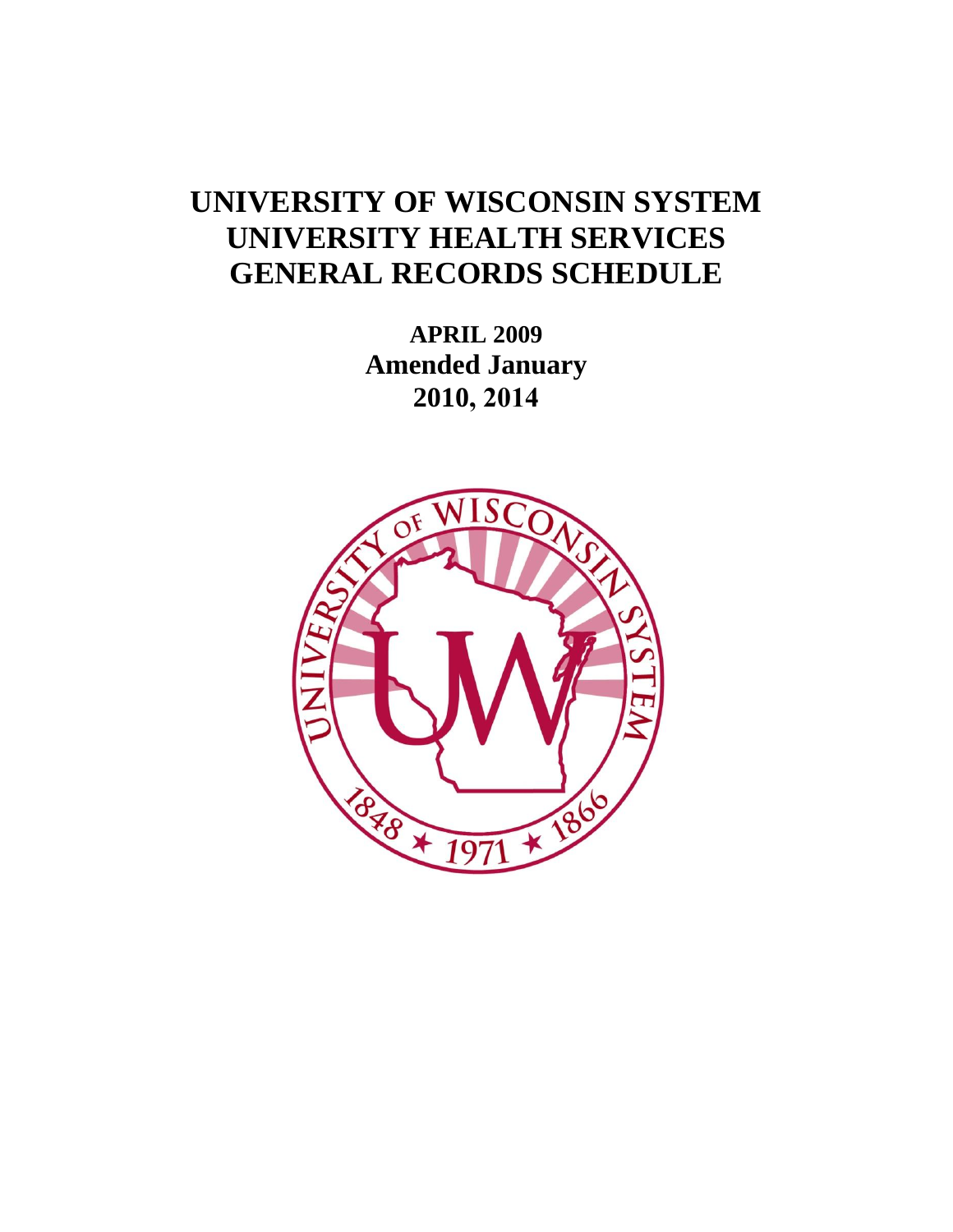# UNIVERSITY OF WISCONSIN SYSTEM
# UNIVERSITY HEALTH SERVICES
# GENERAL RECORDS SCHEDULE

**APRIL 2009**
**Amended January**
**2010, 2014**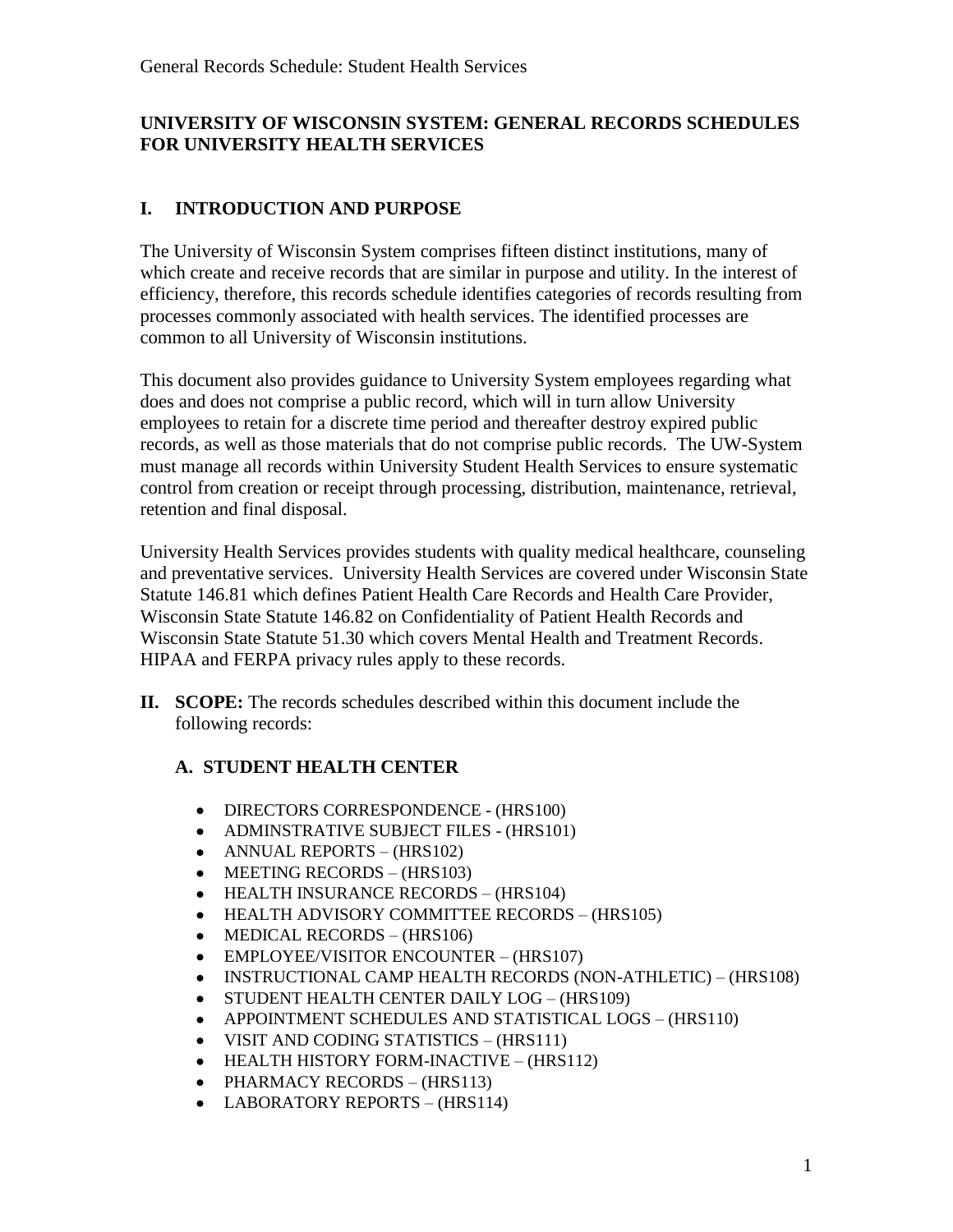## UNIVERSITY OF WISCONSIN SYSTEM: GENERAL RECORDS SCHEDULES FOR UNIVERSITY HEALTH SERVICES

## I. INTRODUCTION AND PURPOSE

The University of Wisconsin System comprises fifteen distinct institutions, many of which create and receive records that are similar in purpose and utility. In the interest of efficiency, therefore, this records schedule identifies categories of records resulting from processes commonly associated with health services. The identified processes are common to all University of Wisconsin institutions.

This document also provides guidance to University System employees regarding what does and does not comprise a public record, which will in turn allow University employees to retain for a discrete time period and thereafter destroy expired public records, as well as those materials that do not comprise public records. The UW-System must manage all records within University Student Health Services to ensure systematic control from creation or receipt through processing, distribution, maintenance, retrieval, retention and final disposal.

University Health Services provides students with quality medical healthcare, counseling and preventative services. University Health Services are covered under Wisconsin State Statute 146.81 which defines Patient Health Care Records and Health Care Provider, Wisconsin State Statute 146.82 on Confidentiality of Patient Health Records and Wisconsin State Statute 51.30 which covers Mental Health and Treatment Records. HIPAA and FERPA privacy rules apply to these records.

**II. SCOPE:** The records schedules described within this document include the following records:

### A. STUDENT HEALTH CENTER

- DIRECTORS CORRESPONDENCE - (HRS100)
- ADMINSTRATIVE SUBJECT FILES - (HRS101)
- ANNUAL REPORTS – (HRS102)
- MEETING RECORDS – (HRS103)
- HEALTH INSURANCE RECORDS – (HRS104)
- HEALTH ADVISORY COMMITTEE RECORDS – (HRS105)
- MEDICAL RECORDS – (HRS106)
- EMPLOYEE/VISITOR ENCOUNTER – (HRS107)
- INSTRUCTIONAL CAMP HEALTH RECORDS (NON-ATHLETIC) – (HRS108)
- STUDENT HEALTH CENTER DAILY LOG – (HRS109)
- APPOINTMENT SCHEDULES AND STATISTICAL LOGS – (HRS110)
- VISIT AND CODING STATISTICS – (HRS111)
- HEALTH HISTORY FORM-INACTIVE – (HRS112)
- PHARMACY RECORDS – (HRS113)
- LABORATORY REPORTS – (HRS114)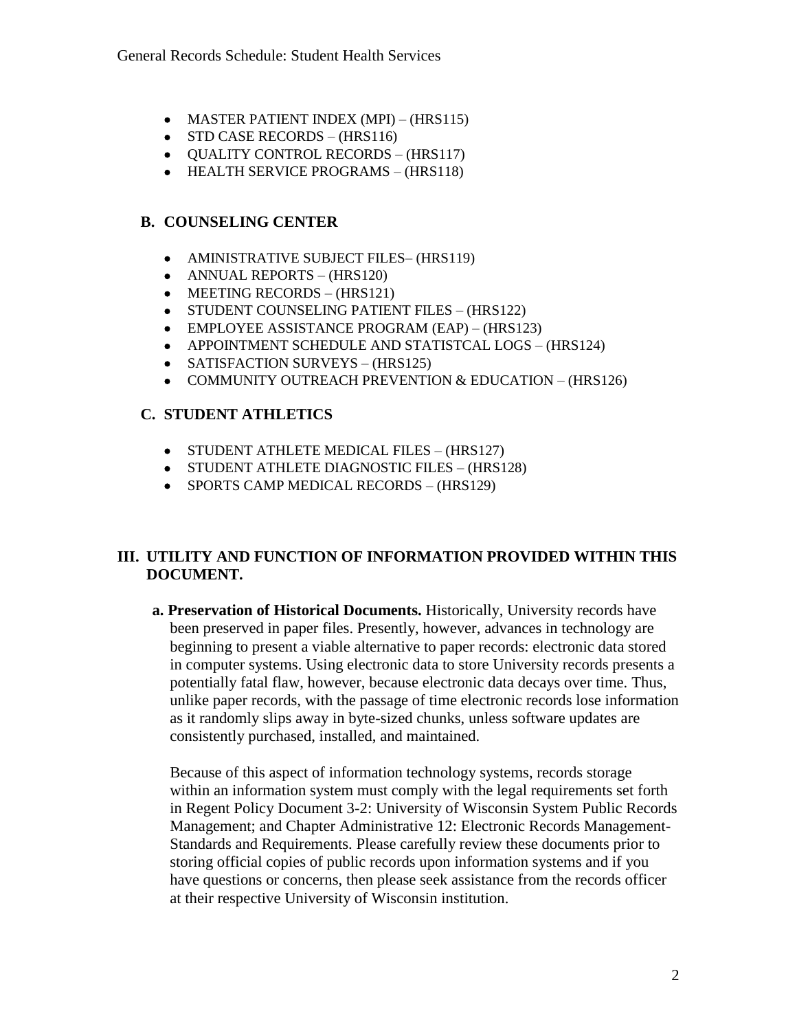- MASTER PATIENT INDEX (MPI) – (HRS115)
- STD CASE RECORDS – (HRS116)
- QUALITY CONTROL RECORDS – (HRS117)
- HEALTH SERVICE PROGRAMS – (HRS118)

## B. COUNSELING CENTER

- AMINISTRATIVE SUBJECT FILES– (HRS119)
- ANNUAL REPORTS – (HRS120)
- MEETING RECORDS – (HRS121)
- STUDENT COUNSELING PATIENT FILES – (HRS122)
- EMPLOYEE ASSISTANCE PROGRAM (EAP) – (HRS123)
- APPOINTMENT SCHEDULE AND STATISTCAL LOGS – (HRS124)
- SATISFACTION SURVEYS – (HRS125)
- COMMUNITY OUTREACH PREVENTION & EDUCATION – (HRS126)

## C. STUDENT ATHLETICS

- STUDENT ATHLETE MEDICAL FILES – (HRS127)
- STUDENT ATHLETE DIAGNOSTIC FILES – (HRS128)
- SPORTS CAMP MEDICAL RECORDS – (HRS129)

# III. UTILITY AND FUNCTION OF INFORMATION PROVIDED WITHIN THIS DOCUMENT.

**a. Preservation of Historical Documents.** Historically, University records have been preserved in paper files. Presently, however, advances in technology are beginning to present a viable alternative to paper records: electronic data stored in computer systems. Using electronic data to store University records presents a potentially fatal flaw, however, because electronic data decays over time. Thus, unlike paper records, with the passage of time electronic records lose information as it randomly slips away in byte-sized chunks, unless software updates are consistently purchased, installed, and maintained.

Because of this aspect of information technology systems, records storage within an information system must comply with the legal requirements set forth in Regent Policy Document 3-2: University of Wisconsin System Public Records Management; and Chapter Administrative 12: Electronic Records Management-Standards and Requirements. Please carefully review these documents prior to storing official copies of public records upon information systems and if you have questions or concerns, then please seek assistance from the records officer at their respective University of Wisconsin institution.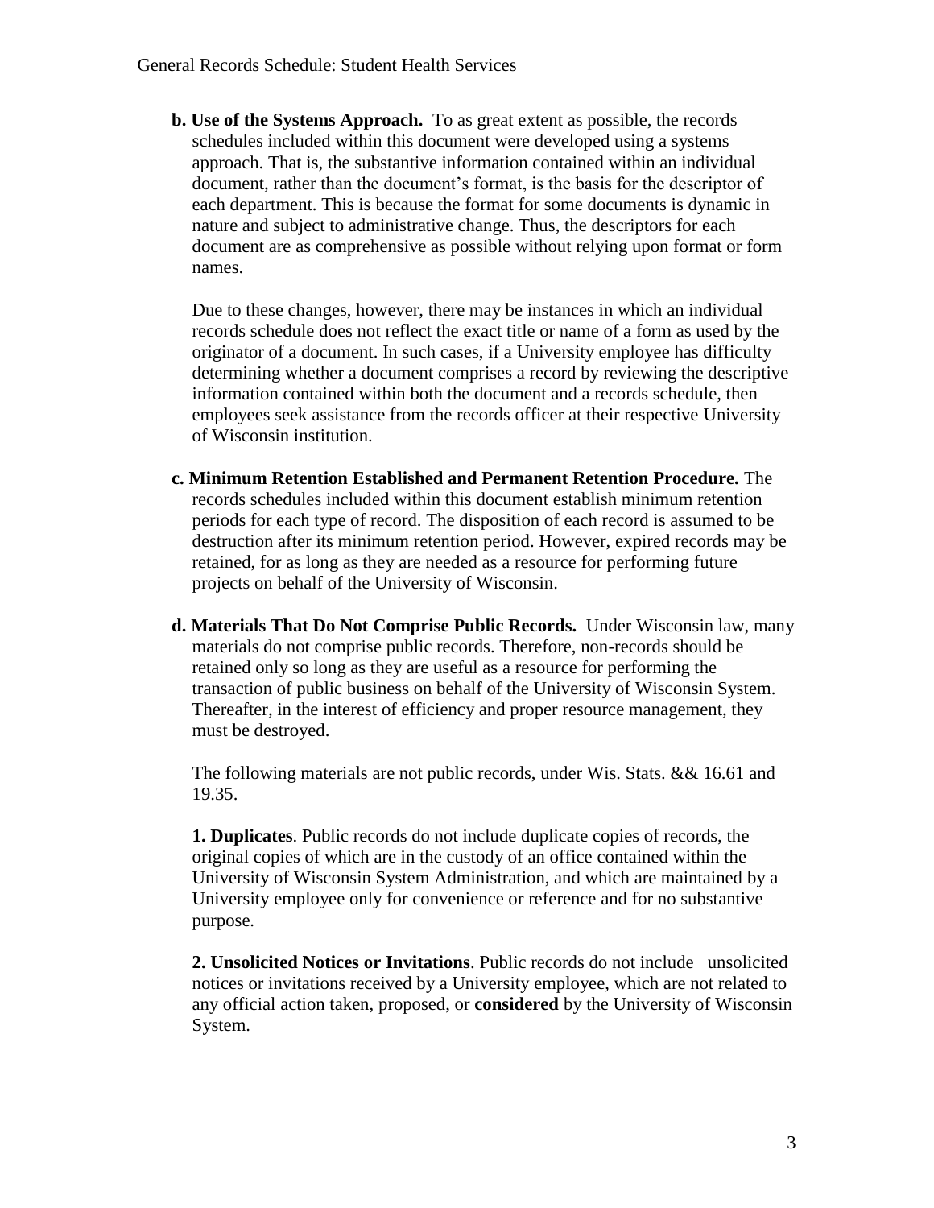**b. Use of the Systems Approach.** To as great extent as possible, the records schedules included within this document were developed using a systems approach. That is, the substantive information contained within an individual document, rather than the document's format, is the basis for the descriptor of each department. This is because the format for some documents is dynamic in nature and subject to administrative change. Thus, the descriptors for each document are as comprehensive as possible without relying upon format or form names.

Due to these changes, however, there may be instances in which an individual records schedule does not reflect the exact title or name of a form as used by the originator of a document. In such cases, if a University employee has difficulty determining whether a document comprises a record by reviewing the descriptive information contained within both the document and a records schedule, then employees seek assistance from the records officer at their respective University of Wisconsin institution.

**c. Minimum Retention Established and Permanent Retention Procedure.** The records schedules included within this document establish minimum retention periods for each type of record. The disposition of each record is assumed to be destruction after its minimum retention period. However, expired records may be retained, for as long as they are needed as a resource for performing future projects on behalf of the University of Wisconsin.

**d. Materials That Do Not Comprise Public Records.** Under Wisconsin law, many materials do not comprise public records. Therefore, non-records should be retained only so long as they are useful as a resource for performing the transaction of public business on behalf of the University of Wisconsin System. Thereafter, in the interest of efficiency and proper resource management, they must be destroyed.

The following materials are not public records, under Wis. Stats. && 16.61 and 19.35.

**1. Duplicates**. Public records do not include duplicate copies of records, the original copies of which are in the custody of an office contained within the University of Wisconsin System Administration, and which are maintained by a University employee only for convenience or reference and for no substantive purpose.

**2. Unsolicited Notices or Invitations**. Public records do not include unsolicited notices or invitations received by a University employee, which are not related to any official action taken, proposed, or **considered** by the University of Wisconsin System.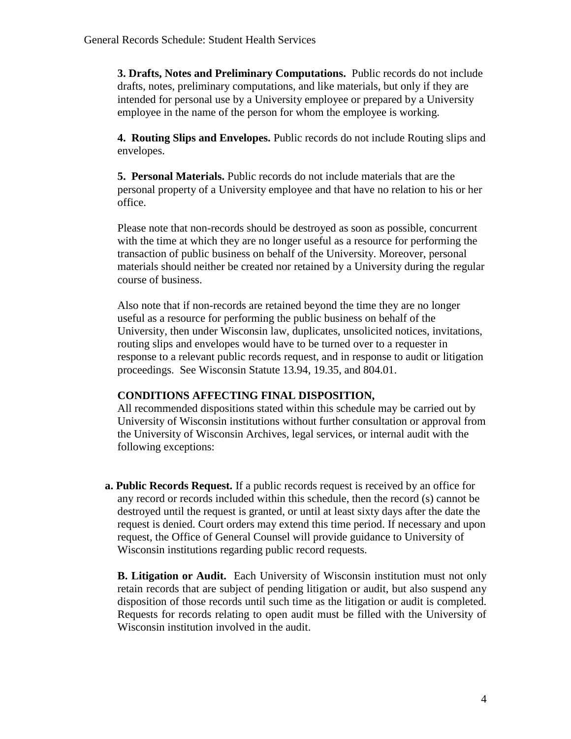**3. Drafts, Notes and Preliminary Computations.** Public records do not include drafts, notes, preliminary computations, and like materials, but only if they are intended for personal use by a University employee or prepared by a University employee in the name of the person for whom the employee is working.

**4. Routing Slips and Envelopes.** Public records do not include Routing slips and envelopes.

**5. Personal Materials.** Public records do not include materials that are the personal property of a University employee and that have no relation to his or her office.

Please note that non-records should be destroyed as soon as possible, concurrent with the time at which they are no longer useful as a resource for performing the transaction of public business on behalf of the University. Moreover, personal materials should neither be created nor retained by a University during the regular course of business.

Also note that if non-records are retained beyond the time they are no longer useful as a resource for performing the public business on behalf of the University, then under Wisconsin law, duplicates, unsolicited notices, invitations, routing slips and envelopes would have to be turned over to a requester in response to a relevant public records request, and in response to audit or litigation proceedings. See Wisconsin Statute 13.94, 19.35, and 804.01.

**CONDITIONS AFFECTING FINAL DISPOSITION,**

All recommended dispositions stated within this schedule may be carried out by University of Wisconsin institutions without further consultation or approval from the University of Wisconsin Archives, legal services, or internal audit with the following exceptions:

**a. Public Records Request.** If a public records request is received by an office for any record or records included within this schedule, then the record (s) cannot be destroyed until the request is granted, or until at least sixty days after the date the request is denied. Court orders may extend this time period. If necessary and upon request, the Office of General Counsel will provide guidance to University of Wisconsin institutions regarding public record requests.

**B. Litigation or Audit.** Each University of Wisconsin institution must not only retain records that are subject of pending litigation or audit, but also suspend any disposition of those records until such time as the litigation or audit is completed. Requests for records relating to open audit must be filled with the University of Wisconsin institution involved in the audit.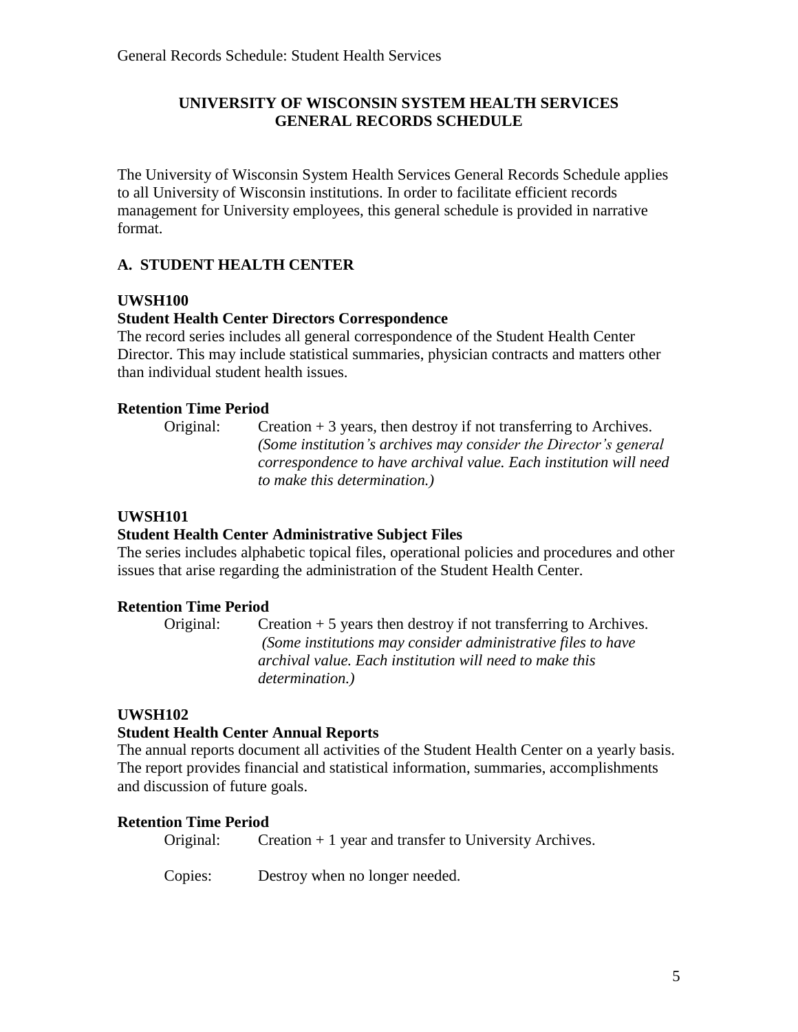## UNIVERSITY OF WISCONSIN SYSTEM HEALTH SERVICES GENERAL RECORDS SCHEDULE

The University of Wisconsin System Health Services General Records Schedule applies to all University of Wisconsin institutions. In order to facilitate efficient records management for University employees, this general schedule is provided in narrative format.

### A. STUDENT HEALTH CENTER

**UWSH100**

**Student Health Center Directors Correspondence**

The record series includes all general correspondence of the Student Health Center Director. This may include statistical summaries, physician contracts and matters other than individual student health issues.

**Retention Time Period**

Original: Creation + 3 years, then destroy if not transferring to Archives. *(Some institution's archives may consider the Director's general correspondence to have archival value. Each institution will need to make this determination.)*

**UWSH101**

**Student Health Center Administrative Subject Files**

The series includes alphabetic topical files, operational policies and procedures and other issues that arise regarding the administration of the Student Health Center.

**Retention Time Period**

Original: Creation + 5 years then destroy if not transferring to Archives. *(Some institutions may consider administrative files to have archival value. Each institution will need to make this determination.)*

**UWSH102**

**Student Health Center Annual Reports**

The annual reports document all activities of the Student Health Center on a yearly basis. The report provides financial and statistical information, summaries, accomplishments and discussion of future goals.

**Retention Time Period**

Original: Creation + 1 year and transfer to University Archives.

Copies: Destroy when no longer needed.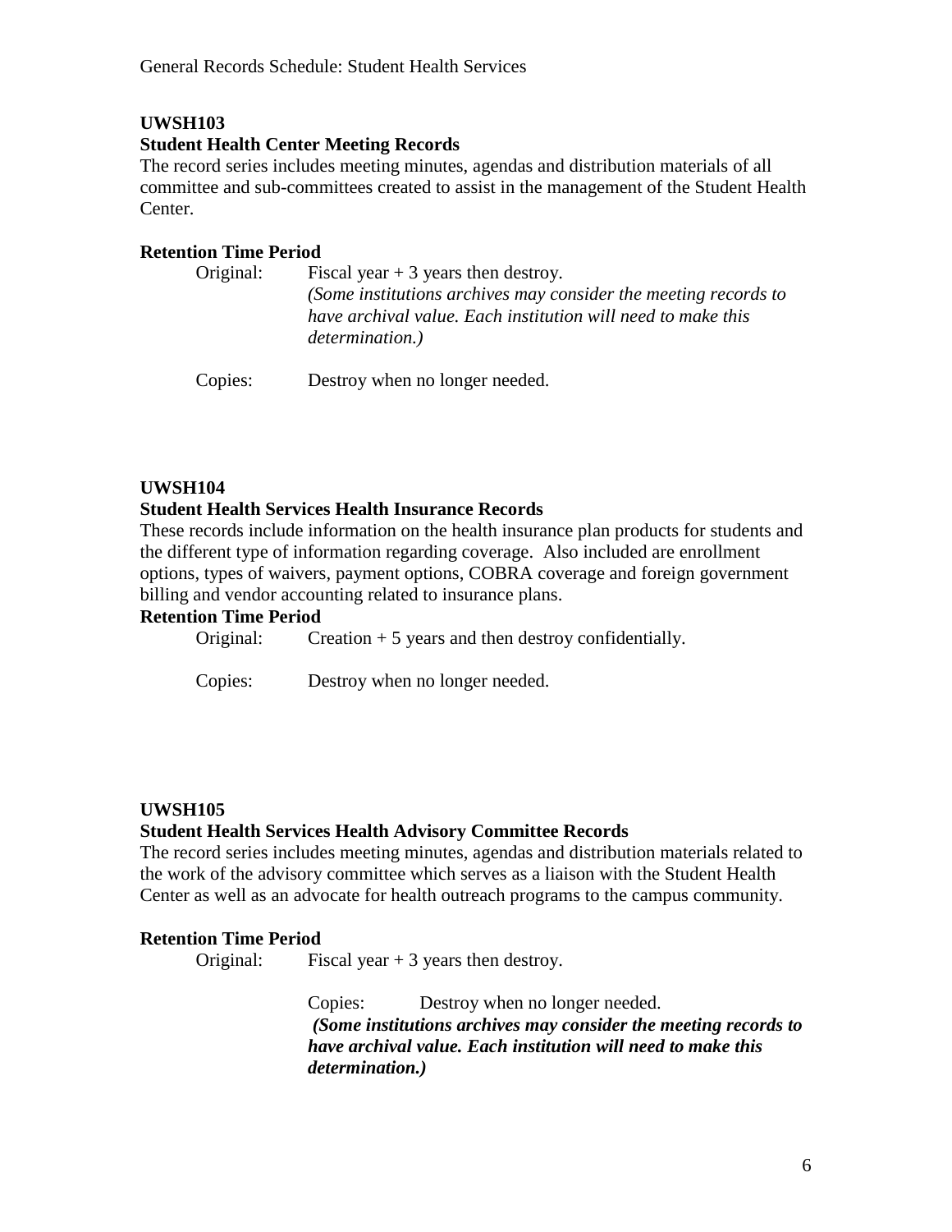**UWSH103**

**Student Health Center Meeting Records**

The record series includes meeting minutes, agendas and distribution materials of all committee and sub-committees created to assist in the management of the Student Health Center.

**Retention Time Period**

Original: Fiscal year + 3 years then destroy.
*(Some institutions archives may consider the meeting records to have archival value. Each institution will need to make this determination.)*

Copies: Destroy when no longer needed.

**UWSH104**

**Student Health Services Health Insurance Records**

These records include information on the health insurance plan products for students and the different type of information regarding coverage. Also included are enrollment options, types of waivers, payment options, COBRA coverage and foreign government billing and vendor accounting related to insurance plans.

**Retention Time Period**

Original: Creation + 5 years and then destroy confidentially.

Copies: Destroy when no longer needed.

**UWSH105**

**Student Health Services Health Advisory Committee Records**

The record series includes meeting minutes, agendas and distribution materials related to the work of the advisory committee which serves as a liaison with the Student Health Center as well as an advocate for health outreach programs to the campus community.

**Retention Time Period**

Original: Fiscal year + 3 years then destroy.

Copies: Destroy when no longer needed.
***(Some institutions archives may consider the meeting records to have archival value. Each institution will need to make this determination.)***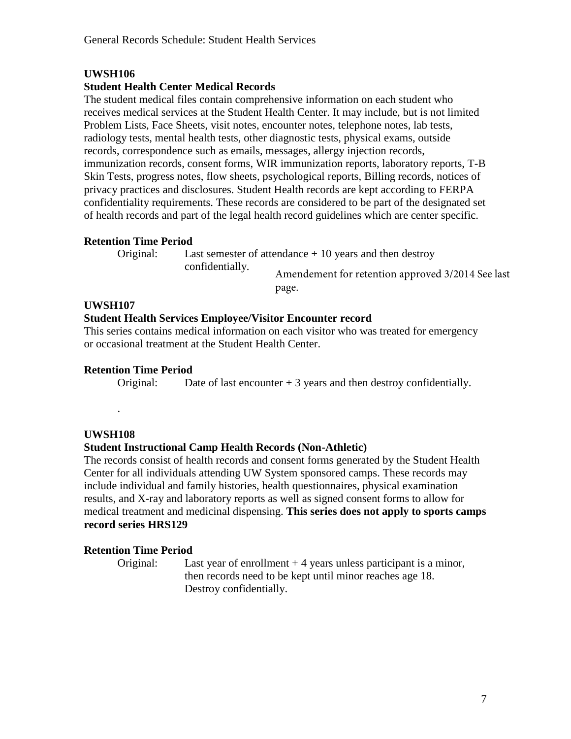**UWSH106**

**Student Health Center Medical Records**

The student medical files contain comprehensive information on each student who receives medical services at the Student Health Center. It may include, but is not limited Problem Lists, Face Sheets, visit notes, encounter notes, telephone notes, lab tests, radiology tests, mental health tests, other diagnostic tests, physical exams, outside records, correspondence such as emails, messages, allergy injection records, immunization records, consent forms, WIR immunization reports, laboratory reports, T-B Skin Tests, progress notes, flow sheets, psychological reports, Billing records, notices of privacy practices and disclosures. Student Health records are kept according to FERPA confidentiality requirements. These records are considered to be part of the designated set of health records and part of the legal health record guidelines which are center specific.

**Retention Time Period**

Original: Last semester of attendance + 10 years and then destroy confidentially.

Amendement for retention approved 3/2014 See last page.

**UWSH107**

**Student Health Services Employee/Visitor Encounter record**

This series contains medical information on each visitor who was treated for emergency or occasional treatment at the Student Health Center.

**Retention Time Period**

Original: Date of last encounter + 3 years and then destroy confidentially.

.

**UWSH108**

**Student Instructional Camp Health Records (Non-Athletic)**

The records consist of health records and consent forms generated by the Student Health Center for all individuals attending UW System sponsored camps. These records may include individual and family histories, health questionnaires, physical examination results, and X-ray and laboratory reports as well as signed consent forms to allow for medical treatment and medicinal dispensing. **This series does not apply to sports camps record series HRS129**

**Retention Time Period**

Original: Last year of enrollment + 4 years unless participant is a minor, then records need to be kept until minor reaches age 18. Destroy confidentially.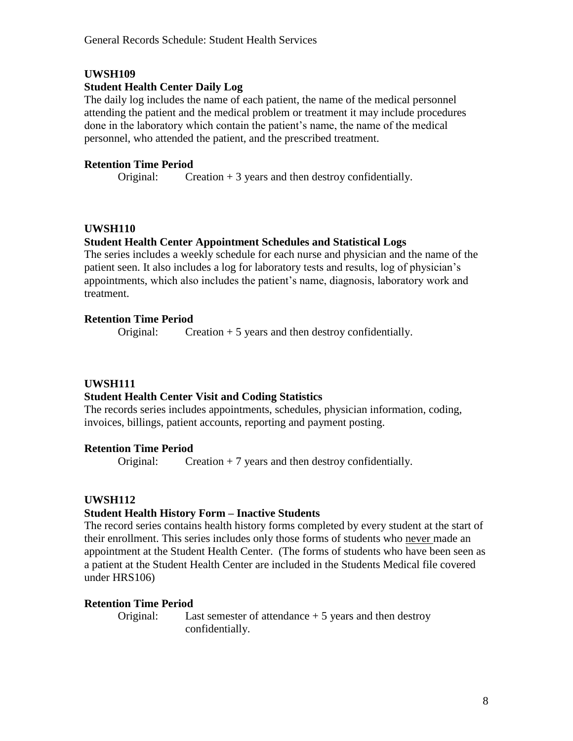## UWSH109

### Student Health Center Daily Log

The daily log includes the name of each patient, the name of the medical personnel attending the patient and the medical problem or treatment it may include procedures done in the laboratory which contain the patient's name, the name of the medical personnel, who attended the patient, and the prescribed treatment.

**Retention Time Period**

Original: Creation + 3 years and then destroy confidentially.

## UWSH110

### Student Health Center Appointment Schedules and Statistical Logs

The series includes a weekly schedule for each nurse and physician and the name of the patient seen. It also includes a log for laboratory tests and results, log of physician's appointments, which also includes the patient's name, diagnosis, laboratory work and treatment.

**Retention Time Period**

Original: Creation + 5 years and then destroy confidentially.

## UWSH111

### Student Health Center Visit and Coding Statistics

The records series includes appointments, schedules, physician information, coding, invoices, billings, patient accounts, reporting and payment posting.

**Retention Time Period**

Original: Creation + 7 years and then destroy confidentially.

## UWSH112

### Student Health History Form – Inactive Students

The record series contains health history forms completed by every student at the start of their enrollment. This series includes only those forms of students who <u>never</u> made an appointment at the Student Health Center. (The forms of students who have been seen as a patient at the Student Health Center are included in the Students Medical file covered under HRS106)

**Retention Time Period**

Original: Last semester of attendance + 5 years and then destroy confidentially.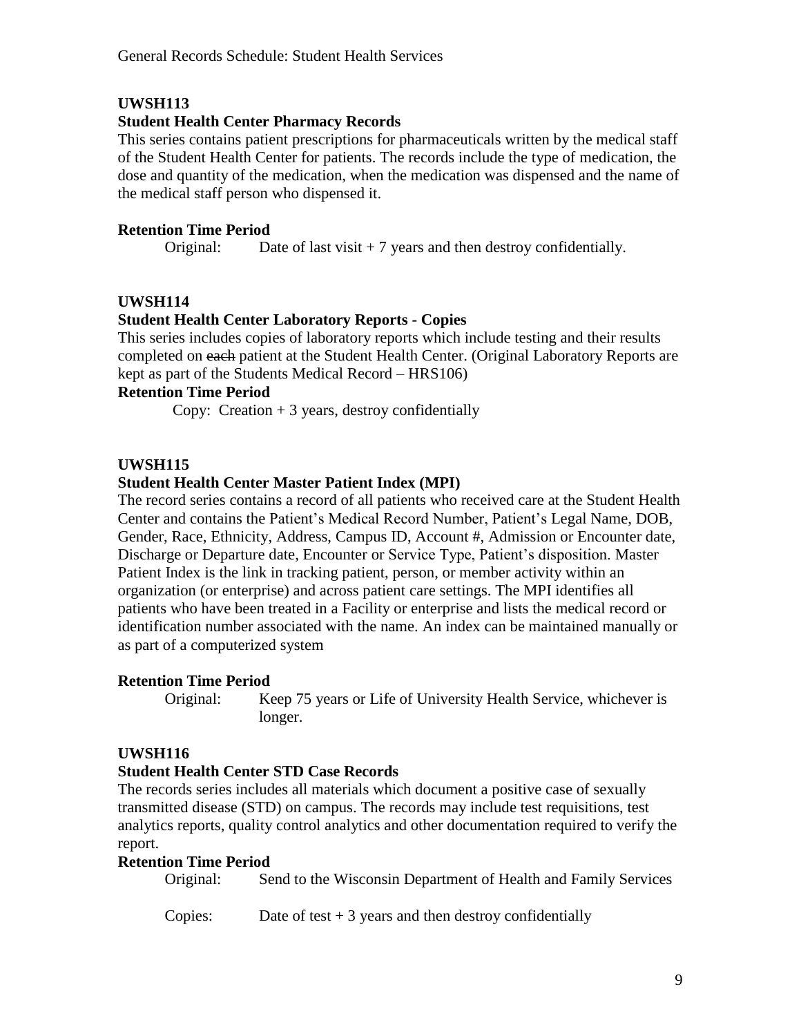### UWSH113

#### Student Health Center Pharmacy Records

This series contains patient prescriptions for pharmaceuticals written by the medical staff of the Student Health Center for patients. The records include the type of medication, the dose and quantity of the medication, when the medication was dispensed and the name of the medical staff person who dispensed it.

**Retention Time Period**

Original: Date of last visit + 7 years and then destroy confidentially.

### UWSH114

#### Student Health Center Laboratory Reports - Copies

This series includes copies of laboratory reports which include testing and their results completed on ~~each~~ patient at the Student Health Center. (Original Laboratory Reports are kept as part of the Students Medical Record – HRS106)

**Retention Time Period**

Copy: Creation + 3 years, destroy confidentially

### UWSH115

#### Student Health Center Master Patient Index (MPI)

The record series contains a record of all patients who received care at the Student Health Center and contains the Patient's Medical Record Number, Patient's Legal Name, DOB, Gender, Race, Ethnicity, Address, Campus ID, Account #, Admission or Encounter date, Discharge or Departure date, Encounter or Service Type, Patient's disposition. Master Patient Index is the link in tracking patient, person, or member activity within an organization (or enterprise) and across patient care settings. The MPI identifies all patients who have been treated in a Facility or enterprise and lists the medical record or identification number associated with the name. An index can be maintained manually or as part of a computerized system

**Retention Time Period**

Original: Keep 75 years or Life of University Health Service, whichever is longer.

### UWSH116

#### Student Health Center STD Case Records

The records series includes all materials which document a positive case of sexually transmitted disease (STD) on campus. The records may include test requisitions, test analytics reports, quality control analytics and other documentation required to verify the report.

**Retention Time Period**

Original: Send to the Wisconsin Department of Health and Family Services

Copies: Date of test + 3 years and then destroy confidentially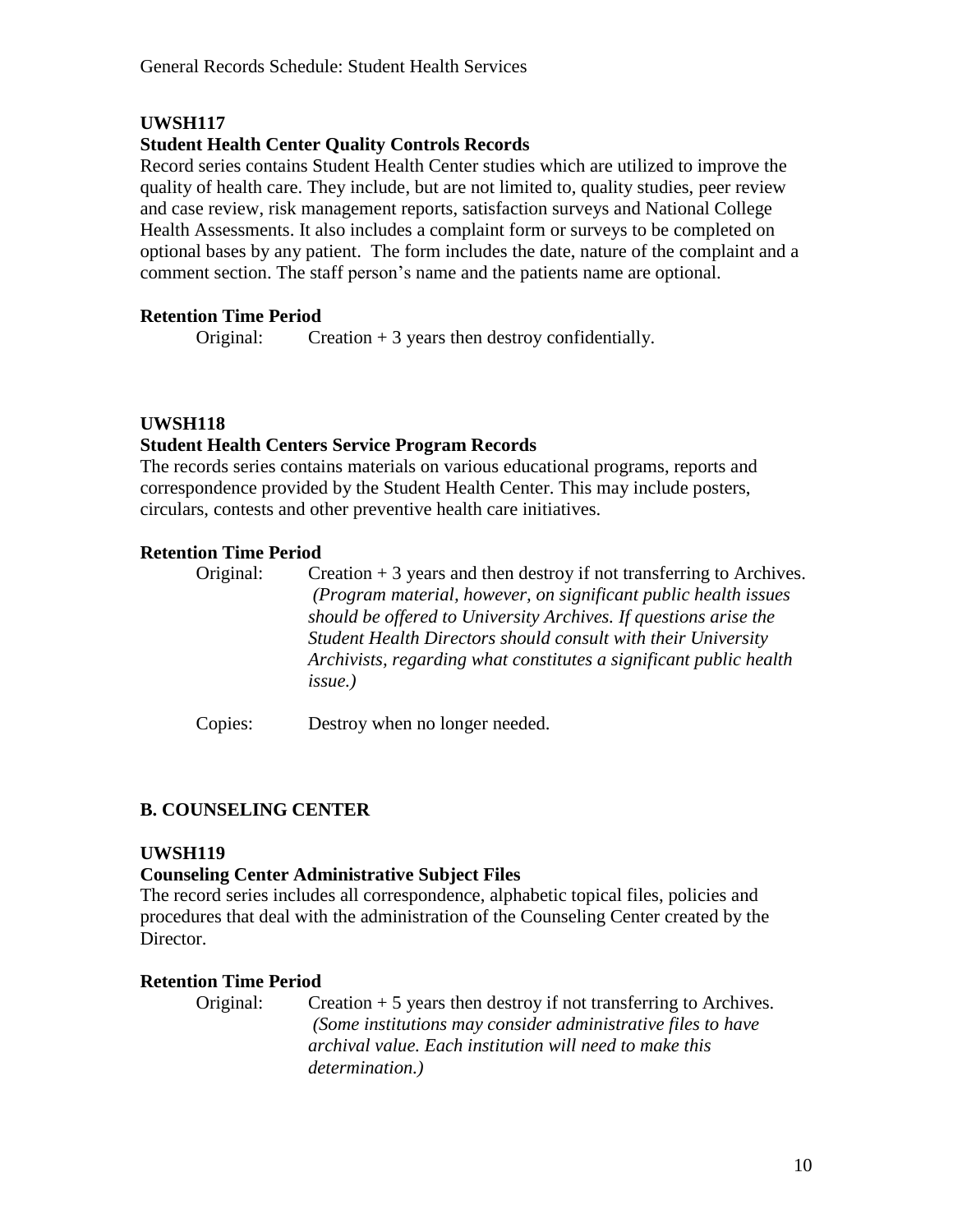### UWSH117

**Student Health Center Quality Controls Records**

Record series contains Student Health Center studies which are utilized to improve the quality of health care. They include, but are not limited to, quality studies, peer review and case review, risk management reports, satisfaction surveys and National College Health Assessments. It also includes a complaint form or surveys to be completed on optional bases by any patient. The form includes the date, nature of the complaint and a comment section. The staff person's name and the patients name are optional.

**Retention Time Period**

Original: Creation + 3 years then destroy confidentially.

### UWSH118

**Student Health Centers Service Program Records**

The records series contains materials on various educational programs, reports and correspondence provided by the Student Health Center. This may include posters, circulars, contests and other preventive health care initiatives.

**Retention Time Period**

Original: Creation + 3 years and then destroy if not transferring to Archives. *(Program material, however, on significant public health issues should be offered to University Archives. If questions arise the Student Health Directors should consult with their University Archivists, regarding what constitutes a significant public health issue.)*

Copies: Destroy when no longer needed.

## B. COUNSELING CENTER

### UWSH119

**Counseling Center Administrative Subject Files**

The record series includes all correspondence, alphabetic topical files, policies and procedures that deal with the administration of the Counseling Center created by the Director.

**Retention Time Period**

Original: Creation + 5 years then destroy if not transferring to Archives. *(Some institutions may consider administrative files to have archival value. Each institution will need to make this determination.)*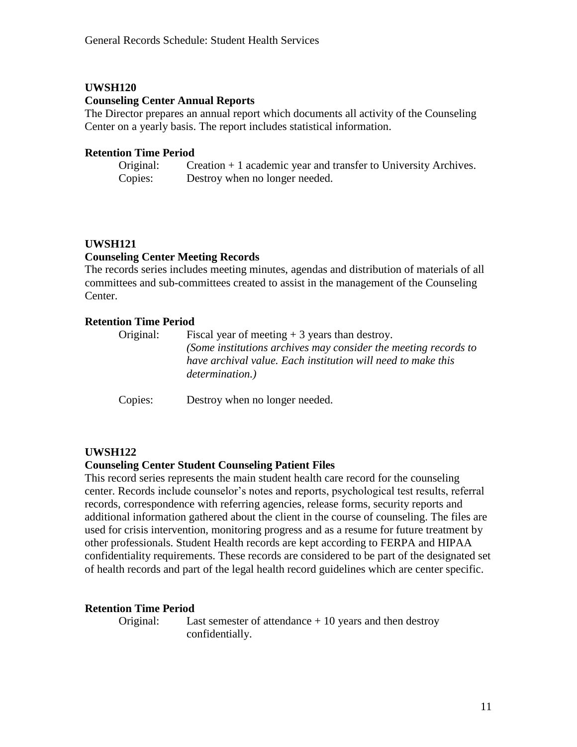### UWSH120

**Counseling Center Annual Reports**

The Director prepares an annual report which documents all activity of the Counseling Center on a yearly basis. The report includes statistical information.

**Retention Time Period**

Original: Creation + 1 academic year and transfer to University Archives.

Copies: Destroy when no longer needed.

### UWSH121

**Counseling Center Meeting Records**

The records series includes meeting minutes, agendas and distribution of materials of all committees and sub-committees created to assist in the management of the Counseling Center.

**Retention Time Period**

Original: Fiscal year of meeting + 3 years than destroy.
*(Some institutions archives may consider the meeting records to have archival value. Each institution will need to make this determination.)*

Copies: Destroy when no longer needed.

### UWSH122

**Counseling Center Student Counseling Patient Files**

This record series represents the main student health care record for the counseling center. Records include counselor's notes and reports, psychological test results, referral records, correspondence with referring agencies, release forms, security reports and additional information gathered about the client in the course of counseling. The files are used for crisis intervention, monitoring progress and as a resume for future treatment by other professionals. Student Health records are kept according to FERPA and HIPAA confidentiality requirements. These records are considered to be part of the designated set of health records and part of the legal health record guidelines which are center specific.

**Retention Time Period**

Original: Last semester of attendance + 10 years and then destroy confidentially.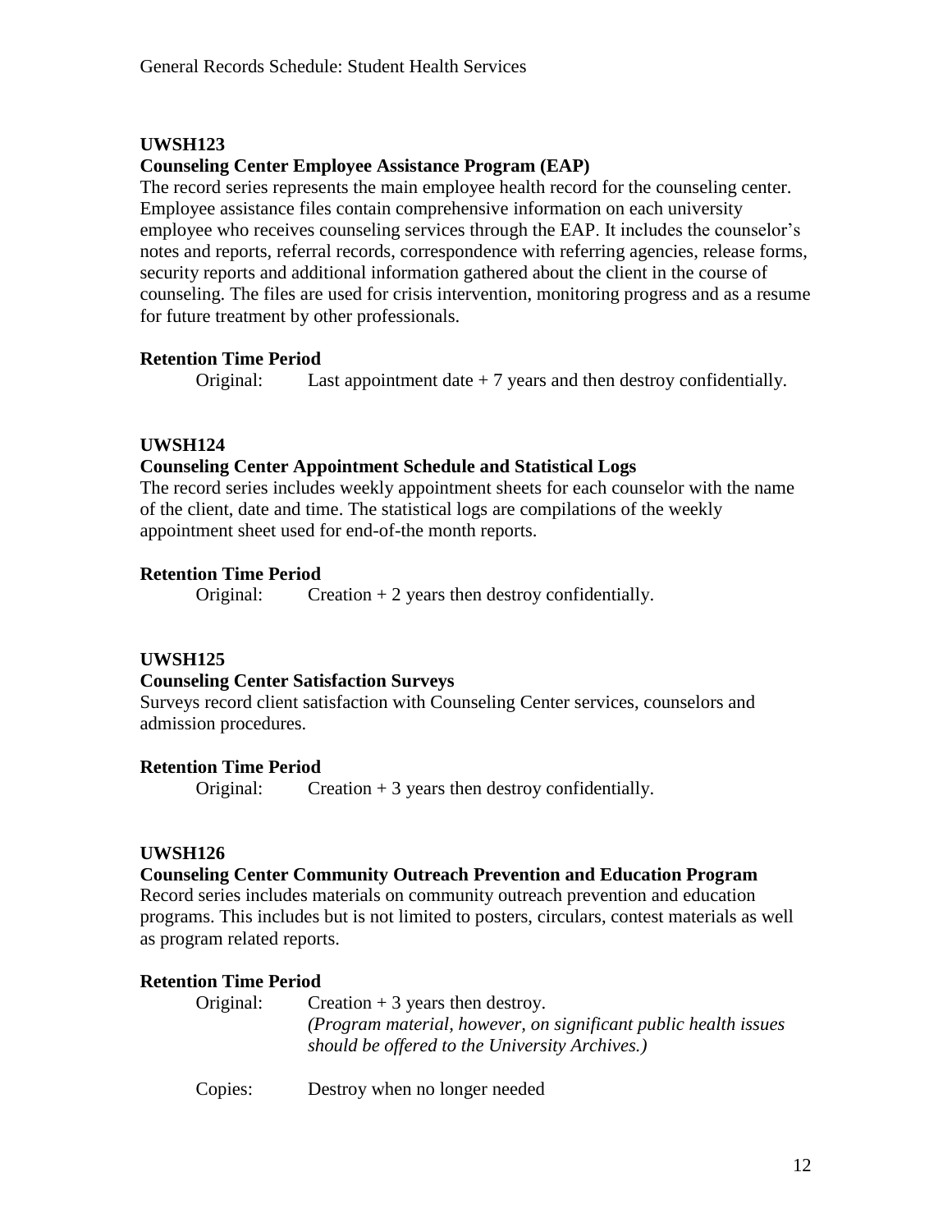### UWSH123

**Counseling Center Employee Assistance Program (EAP)**

The record series represents the main employee health record for the counseling center. Employee assistance files contain comprehensive information on each university employee who receives counseling services through the EAP. It includes the counselor's notes and reports, referral records, correspondence with referring agencies, release forms, security reports and additional information gathered about the client in the course of counseling. The files are used for crisis intervention, monitoring progress and as a resume for future treatment by other professionals.

**Retention Time Period**

Original: Last appointment date + 7 years and then destroy confidentially.

### UWSH124

**Counseling Center Appointment Schedule and Statistical Logs**

The record series includes weekly appointment sheets for each counselor with the name of the client, date and time. The statistical logs are compilations of the weekly appointment sheet used for end-of-the month reports.

**Retention Time Period**

Original: Creation + 2 years then destroy confidentially.

### UWSH125

**Counseling Center Satisfaction Surveys**

Surveys record client satisfaction with Counseling Center services, counselors and admission procedures.

**Retention Time Period**

Original: Creation + 3 years then destroy confidentially.

### UWSH126

**Counseling Center Community Outreach Prevention and Education Program**

Record series includes materials on community outreach prevention and education programs. This includes but is not limited to posters, circulars, contest materials as well as program related reports.

**Retention Time Period**

Original: Creation + 3 years then destroy.
*(Program material, however, on significant public health issues should be offered to the University Archives.)*

Copies: Destroy when no longer needed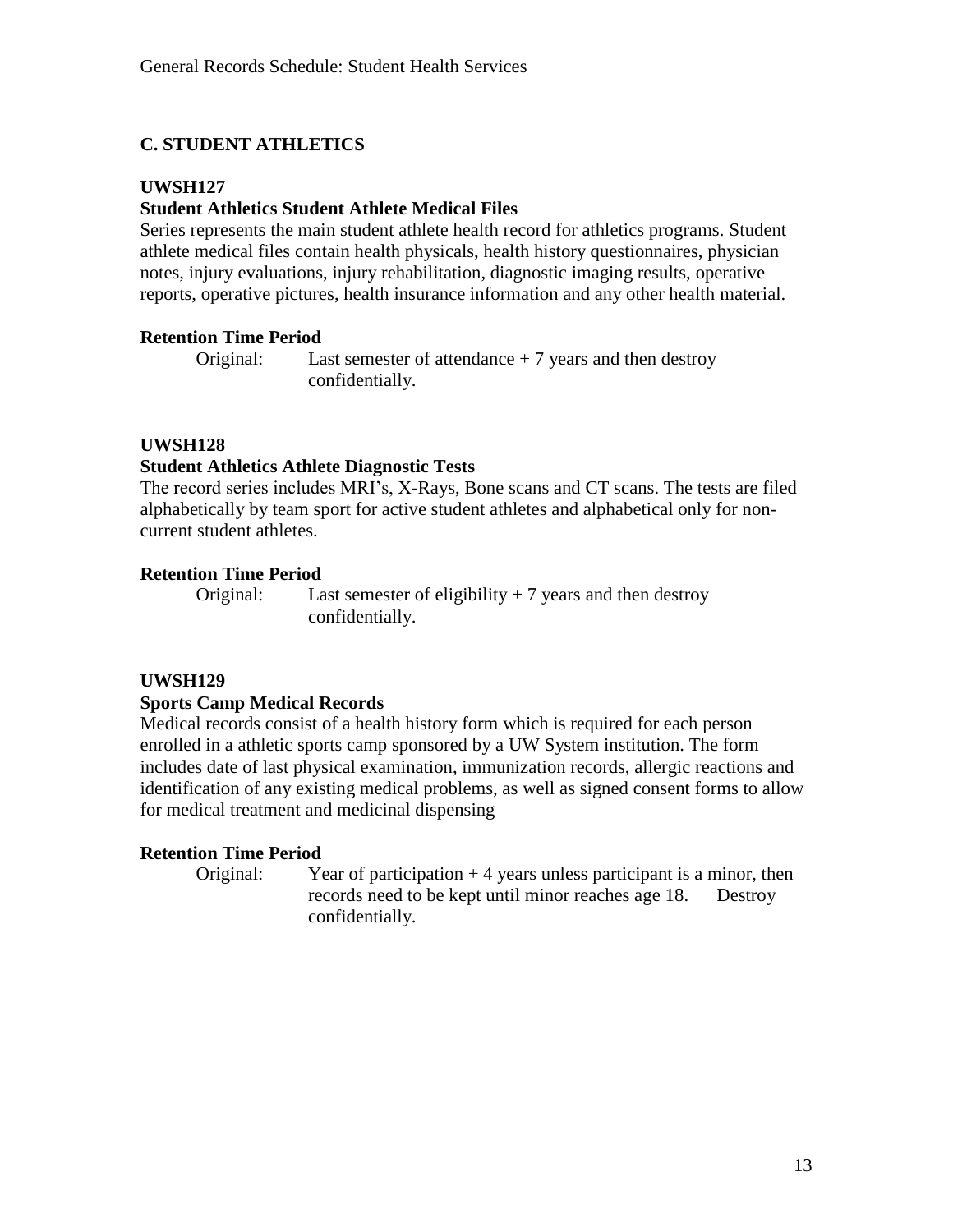## C. STUDENT ATHLETICS

**UWSH127**

**Student Athletics Student Athlete Medical Files**

Series represents the main student athlete health record for athletics programs. Student athlete medical files contain health physicals, health history questionnaires, physician notes, injury evaluations, injury rehabilitation, diagnostic imaging results, operative reports, operative pictures, health insurance information and any other health material.

**Retention Time Period**

Original: Last semester of attendance + 7 years and then destroy confidentially.

**UWSH128**

**Student Athletics Athlete Diagnostic Tests**

The record series includes MRI's, X-Rays, Bone scans and CT scans. The tests are filed alphabetically by team sport for active student athletes and alphabetical only for non-current student athletes.

**Retention Time Period**

Original: Last semester of eligibility + 7 years and then destroy confidentially.

**UWSH129**

**Sports Camp Medical Records**

Medical records consist of a health history form which is required for each person enrolled in a athletic sports camp sponsored by a UW System institution. The form includes date of last physical examination, immunization records, allergic reactions and identification of any existing medical problems, as well as signed consent forms to allow for medical treatment and medicinal dispensing

**Retention Time Period**

Original: Year of participation + 4 years unless participant is a minor, then records need to be kept until minor reaches age 18. Destroy confidentially.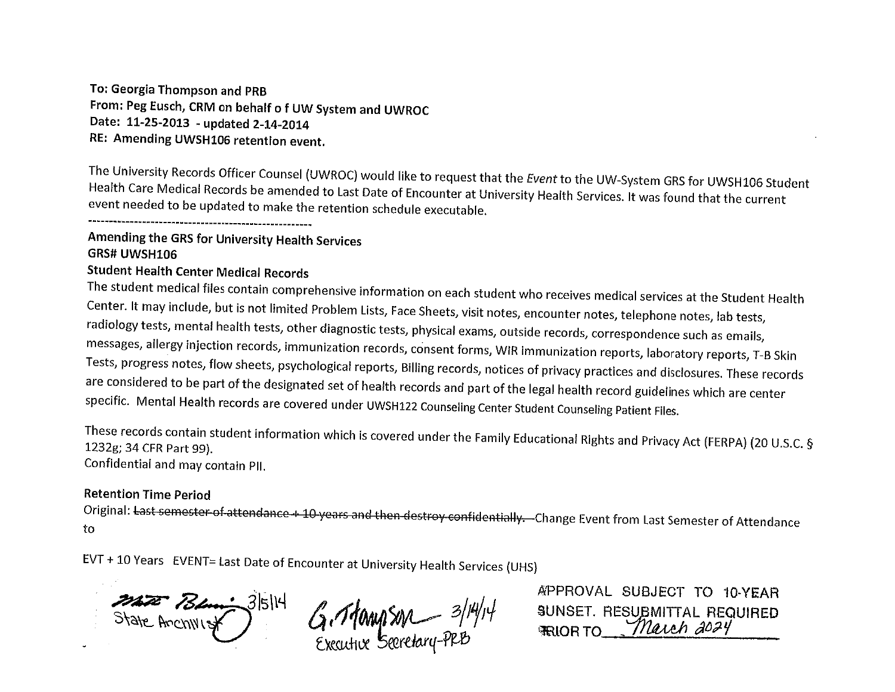**To: Georgia Thompson and PRB**
**From: Peg Eusch, CRM on behalf o f UW System and UWROC**
**Date: 11-25-2013 - updated 2-14-2014**
**RE: Amending UWSH106 retention event.**

The University Records Officer Counsel (UWROC) would like to request that the *Event* to the UW-System GRS for UWSH106 Student Health Care Medical Records be amended to Last Date of Encounter at University Health Services. It was found that the current event needed to be updated to make the retention schedule executable.

---

**Amending the GRS for University Health Services**
**GRS# UWSH106**
**Student Health Center Medical Records**

The student medical files contain comprehensive information on each student who receives medical services at the Student Health Center. It may include, but is not limited Problem Lists, Face Sheets, visit notes, encounter notes, telephone notes, lab tests, radiology tests, mental health tests, other diagnostic tests, physical exams, outside records, correspondence such as emails, messages, allergy injection records, immunization records, consent forms, WIR immunization reports, laboratory reports, T-B Skin Tests, progress notes, flow sheets, psychological reports, Billing records, notices of privacy practices and disclosures. These records are considered to be part of the designated set of health records and part of the legal health record guidelines which are center specific. Mental Health records are covered under UWSH122 Counseling Center Student Counseling Patient Files.

These records contain student information which is covered under the Family Educational Rights and Privacy Act (FERPA) (20 U.S.C. § 1232g; 34 CFR Part 99).
Confidential and may contain PII.

**Retention Time Period**

Original: ~~Last semester of attendance + 10 years and then destroy confidentially.~~ Change Event from Last Semester of Attendance to

EVT + 10 Years EVENT= Last Date of Encounter at University Health Services (UHS)

Matt Blessing 3/5/14
State Archivist

G. Thompson 3/14/14
Executive Secretary-PRB

APPROVAL SUBJECT TO 10-YEAR SUNSET. RESUBMITTAL REQUIRED PRIOR TO March 2024